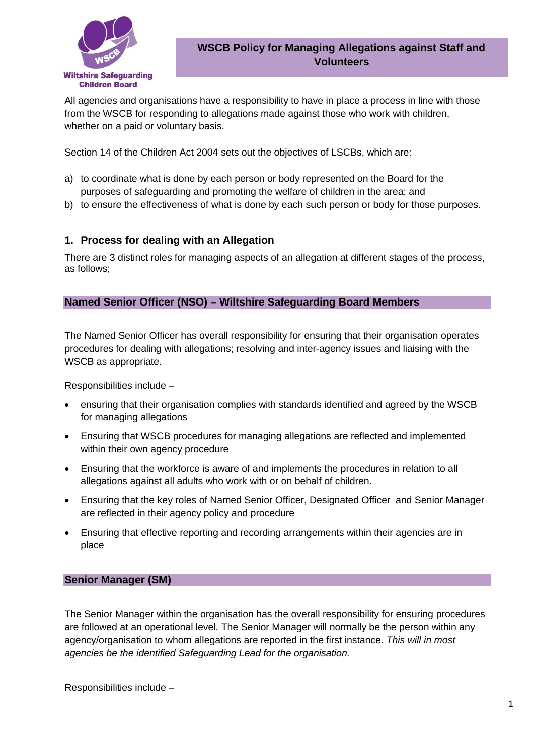Wiltshire Safeguarding Children Board

# WSCB Policy for Managing Allegations against Staff and Volunteers

All agencies and organisations have a responsibility to have in place a process in line with those from the WSCB for responding to allegations made against those who work with children, whether on a paid or voluntary basis.

Section 14 of the Children Act 2004 sets out the objectives of LSCBs, which are:

a) to coordinate what is done by each person or body represented on the Board for the purposes of safeguarding and promoting the welfare of children in the area; and
b) to ensure the effectiveness of what is done by each such person or body for those purposes.

## 1. Process for dealing with an Allegation

There are 3 distinct roles for managing aspects of an allegation at different stages of the process, as follows;

### Named Senior Officer (NSO) – Wiltshire Safeguarding Board Members

The Named Senior Officer has overall responsibility for ensuring that their organisation operates procedures for dealing with allegations; resolving and inter-agency issues and liaising with the WSCB as appropriate.

Responsibilities include –

- ensuring that their organisation complies with standards identified and agreed by the WSCB for managing allegations
- Ensuring that WSCB procedures for managing allegations are reflected and implemented within their own agency procedure
- Ensuring that the workforce is aware of and implements the procedures in relation to all allegations against all adults who work with or on behalf of children.
- Ensuring that the key roles of Named Senior Officer, Designated Officer and Senior Manager are reflected in their agency policy and procedure
- Ensuring that effective reporting and recording arrangements within their agencies are in place

### Senior Manager (SM)

The Senior Manager within the organisation has the overall responsibility for ensuring procedures are followed at an operational level. The Senior Manager will normally be the person within any agency/organisation to whom allegations are reported in the first instance. *This will in most agencies be the identified Safeguarding Lead for the organisation.*

Responsibilities include –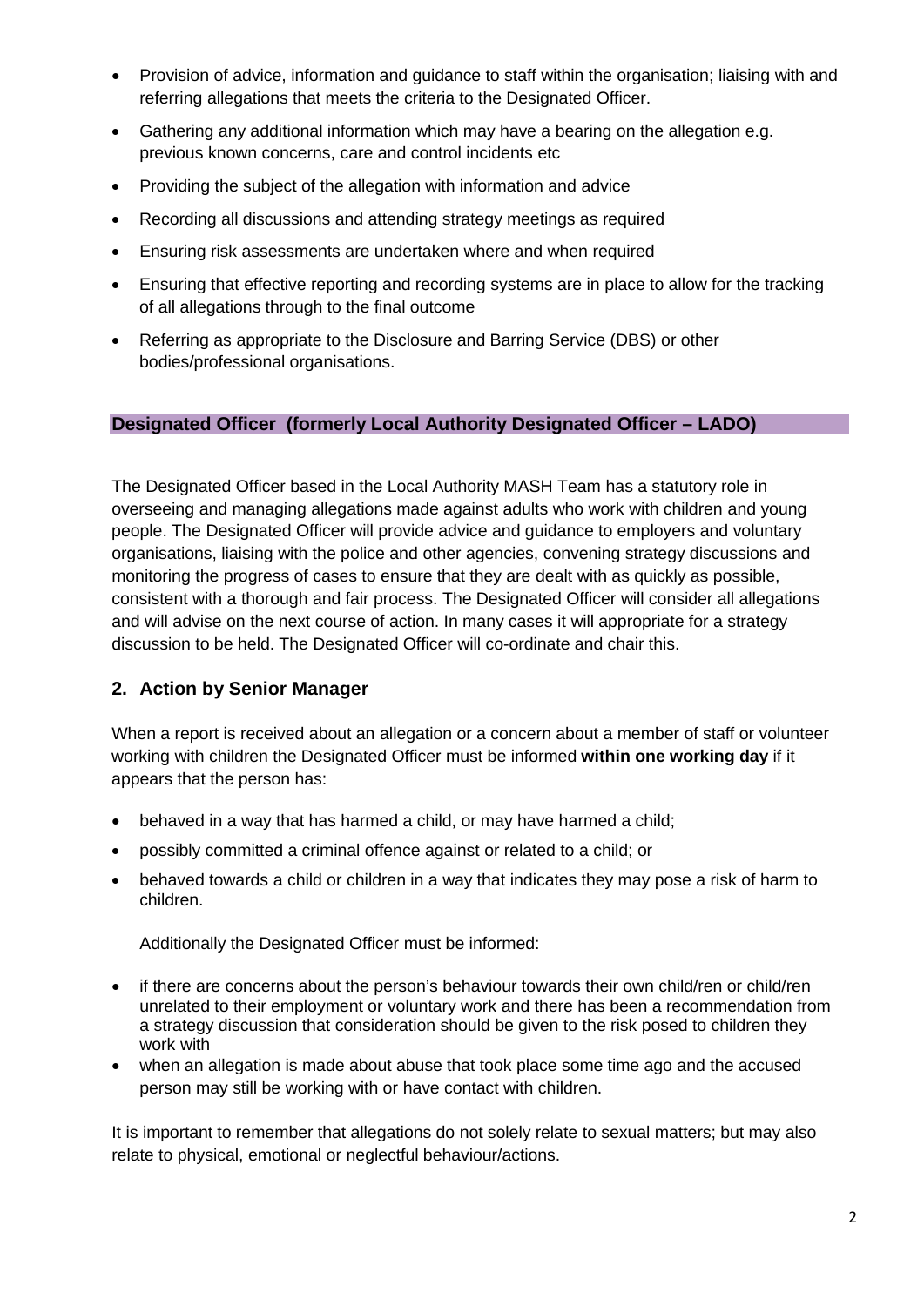- Provision of advice, information and guidance to staff within the organisation; liaising with and referring allegations that meets the criteria to the Designated Officer.
- Gathering any additional information which may have a bearing on the allegation e.g. previous known concerns, care and control incidents etc
- Providing the subject of the allegation with information and advice
- Recording all discussions and attending strategy meetings as required
- Ensuring risk assessments are undertaken where and when required
- Ensuring that effective reporting and recording systems are in place to allow for the tracking of all allegations through to the final outcome
- Referring as appropriate to the Disclosure and Barring Service (DBS) or other bodies/professional organisations.

**Designated Officer (formerly Local Authority Designated Officer – LADO)**

The Designated Officer based in the Local Authority MASH Team has a statutory role in overseeing and managing allegations made against adults who work with children and young people. The Designated Officer will provide advice and guidance to employers and voluntary organisations, liaising with the police and other agencies, convening strategy discussions and monitoring the progress of cases to ensure that they are dealt with as quickly as possible, consistent with a thorough and fair process. The Designated Officer will consider all allegations and will advise on the next course of action. In many cases it will appropriate for a strategy discussion to be held. The Designated Officer will co-ordinate and chair this.

## 2. Action by Senior Manager

When a report is received about an allegation or a concern about a member of staff or volunteer working with children the Designated Officer must be informed **within one working day** if it appears that the person has:

- behaved in a way that has harmed a child, or may have harmed a child;
- possibly committed a criminal offence against or related to a child; or
- behaved towards a child or children in a way that indicates they may pose a risk of harm to children.

Additionally the Designated Officer must be informed:

- if there are concerns about the person's behaviour towards their own child/ren or child/ren unrelated to their employment or voluntary work and there has been a recommendation from a strategy discussion that consideration should be given to the risk posed to children they work with
- when an allegation is made about abuse that took place some time ago and the accused person may still be working with or have contact with children.

It is important to remember that allegations do not solely relate to sexual matters; but may also relate to physical, emotional or neglectful behaviour/actions.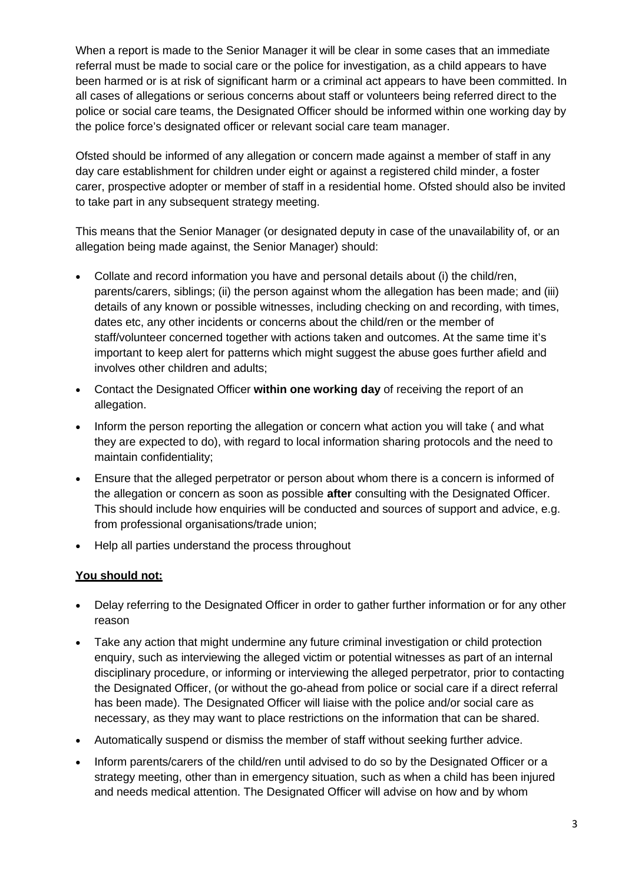When a report is made to the Senior Manager it will be clear in some cases that an immediate referral must be made to social care or the police for investigation, as a child appears to have been harmed or is at risk of significant harm or a criminal act appears to have been committed. In all cases of allegations or serious concerns about staff or volunteers being referred direct to the police or social care teams, the Designated Officer should be informed within one working day by the police force's designated officer or relevant social care team manager.

Ofsted should be informed of any allegation or concern made against a member of staff in any day care establishment for children under eight or against a registered child minder, a foster carer, prospective adopter or member of staff in a residential home. Ofsted should also be invited to take part in any subsequent strategy meeting.

This means that the Senior Manager (or designated deputy in case of the unavailability of, or an allegation being made against, the Senior Manager) should:

- Collate and record information you have and personal details about (i) the child/ren, parents/carers, siblings; (ii) the person against whom the allegation has been made; and (iii) details of any known or possible witnesses, including checking on and recording, with times, dates etc, any other incidents or concerns about the child/ren or the member of staff/volunteer concerned together with actions taken and outcomes. At the same time it's important to keep alert for patterns which might suggest the abuse goes further afield and involves other children and adults;
- Contact the Designated Officer **within one working day** of receiving the report of an allegation.
- Inform the person reporting the allegation or concern what action you will take ( and what they are expected to do), with regard to local information sharing protocols and the need to maintain confidentiality;
- Ensure that the alleged perpetrator or person about whom there is a concern is informed of the allegation or concern as soon as possible **after** consulting with the Designated Officer. This should include how enquiries will be conducted and sources of support and advice, e.g. from professional organisations/trade union;
- Help all parties understand the process throughout

**<u>You should not:</u>**

- Delay referring to the Designated Officer in order to gather further information or for any other reason
- Take any action that might undermine any future criminal investigation or child protection enquiry, such as interviewing the alleged victim or potential witnesses as part of an internal disciplinary procedure, or informing or interviewing the alleged perpetrator, prior to contacting the Designated Officer, (or without the go-ahead from police or social care if a direct referral has been made). The Designated Officer will liaise with the police and/or social care as necessary, as they may want to place restrictions on the information that can be shared.
- Automatically suspend or dismiss the member of staff without seeking further advice.
- Inform parents/carers of the child/ren until advised to do so by the Designated Officer or a strategy meeting, other than in emergency situation, such as when a child has been injured and needs medical attention. The Designated Officer will advise on how and by whom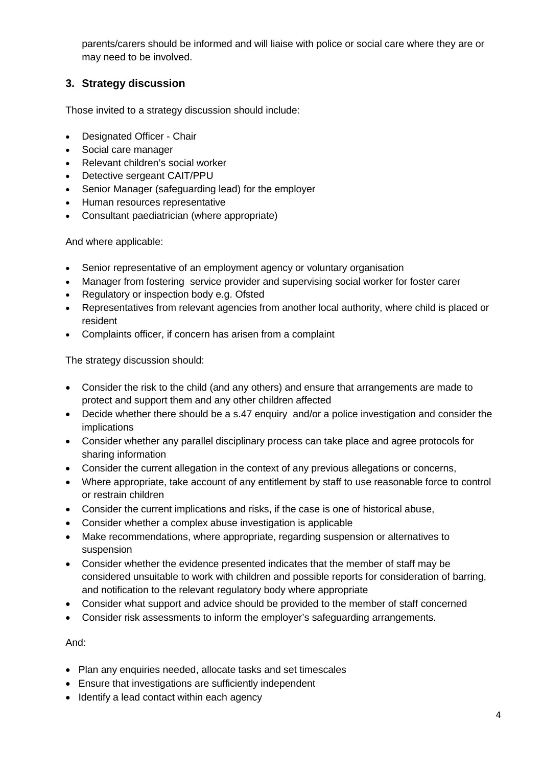parents/carers should be informed and will liaise with police or social care where they are or may need to be involved.

## 3. Strategy discussion

Those invited to a strategy discussion should include:

- Designated Officer - Chair
- Social care manager
- Relevant children's social worker
- Detective sergeant CAIT/PPU
- Senior Manager (safeguarding lead) for the employer
- Human resources representative
- Consultant paediatrician (where appropriate)

And where applicable:

- Senior representative of an employment agency or voluntary organisation
- Manager from fostering service provider and supervising social worker for foster carer
- Regulatory or inspection body e.g. Ofsted
- Representatives from relevant agencies from another local authority, where child is placed or resident
- Complaints officer, if concern has arisen from a complaint

The strategy discussion should:

- Consider the risk to the child (and any others) and ensure that arrangements are made to protect and support them and any other children affected
- Decide whether there should be a s.47 enquiry and/or a police investigation and consider the implications
- Consider whether any parallel disciplinary process can take place and agree protocols for sharing information
- Consider the current allegation in the context of any previous allegations or concerns,
- Where appropriate, take account of any entitlement by staff to use reasonable force to control or restrain children
- Consider the current implications and risks, if the case is one of historical abuse,
- Consider whether a complex abuse investigation is applicable
- Make recommendations, where appropriate, regarding suspension or alternatives to suspension
- Consider whether the evidence presented indicates that the member of staff may be considered unsuitable to work with children and possible reports for consideration of barring, and notification to the relevant regulatory body where appropriate
- Consider what support and advice should be provided to the member of staff concerned
- Consider risk assessments to inform the employer's safeguarding arrangements.

And:

- Plan any enquiries needed, allocate tasks and set timescales
- Ensure that investigations are sufficiently independent
- Identify a lead contact within each agency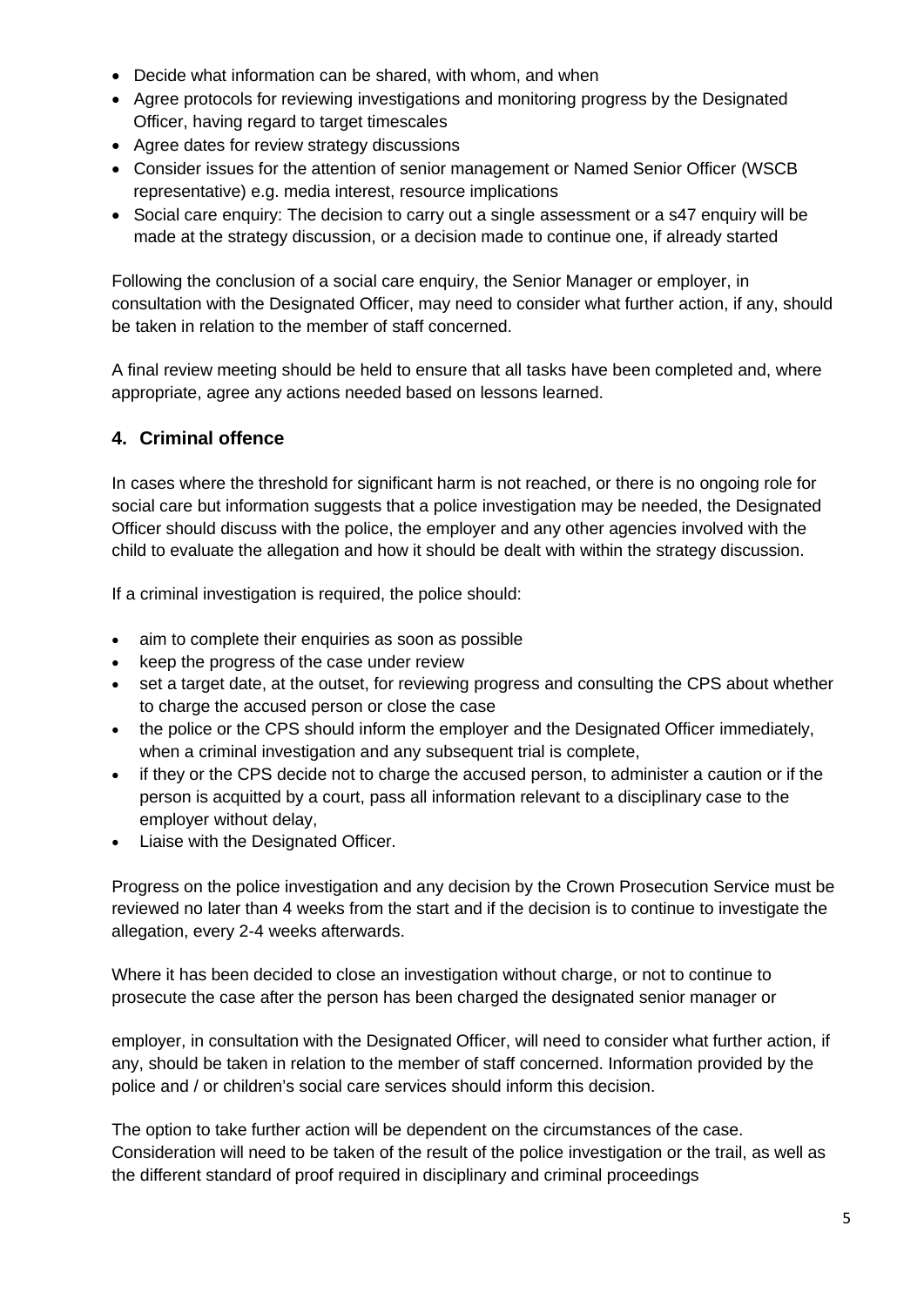- Decide what information can be shared, with whom, and when
- Agree protocols for reviewing investigations and monitoring progress by the Designated Officer, having regard to target timescales
- Agree dates for review strategy discussions
- Consider issues for the attention of senior management or Named Senior Officer (WSCB representative) e.g. media interest, resource implications
- Social care enquiry: The decision to carry out a single assessment or a s47 enquiry will be made at the strategy discussion, or a decision made to continue one, if already started

Following the conclusion of a social care enquiry, the Senior Manager or employer, in consultation with the Designated Officer, may need to consider what further action, if any, should be taken in relation to the member of staff concerned.

A final review meeting should be held to ensure that all tasks have been completed and, where appropriate, agree any actions needed based on lessons learned.

## 4. Criminal offence

In cases where the threshold for significant harm is not reached, or there is no ongoing role for social care but information suggests that a police investigation may be needed, the Designated Officer should discuss with the police, the employer and any other agencies involved with the child to evaluate the allegation and how it should be dealt with within the strategy discussion.

If a criminal investigation is required, the police should:

- aim to complete their enquiries as soon as possible
- keep the progress of the case under review
- set a target date, at the outset, for reviewing progress and consulting the CPS about whether to charge the accused person or close the case
- the police or the CPS should inform the employer and the Designated Officer immediately, when a criminal investigation and any subsequent trial is complete,
- if they or the CPS decide not to charge the accused person, to administer a caution or if the person is acquitted by a court, pass all information relevant to a disciplinary case to the employer without delay,
- Liaise with the Designated Officer.

Progress on the police investigation and any decision by the Crown Prosecution Service must be reviewed no later than 4 weeks from the start and if the decision is to continue to investigate the allegation, every 2-4 weeks afterwards.

Where it has been decided to close an investigation without charge, or not to continue to prosecute the case after the person has been charged the designated senior manager or employer, in consultation with the Designated Officer, will need to consider what further action, if any, should be taken in relation to the member of staff concerned. Information provided by the police and / or children's social care services should inform this decision.

The option to take further action will be dependent on the circumstances of the case. Consideration will need to be taken of the result of the police investigation or the trail, as well as the different standard of proof required in disciplinary and criminal proceedings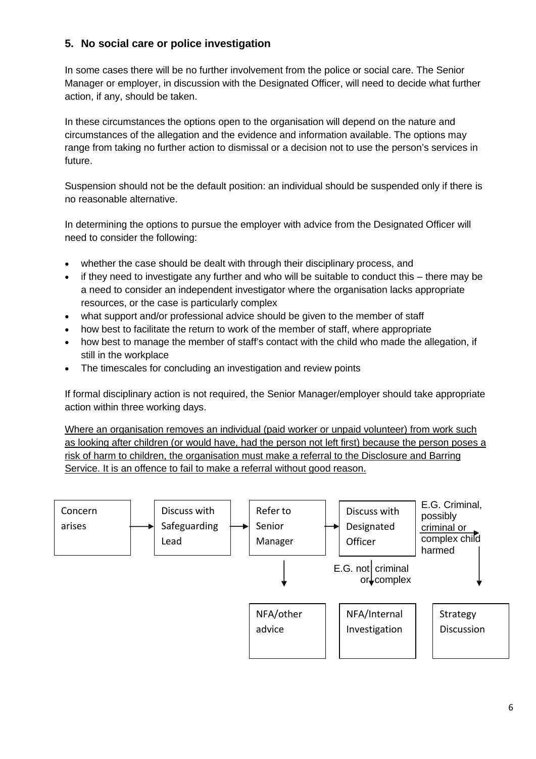## 5. No social care or police investigation

In some cases there will be no further involvement from the police or social care. The Senior Manager or employer, in discussion with the Designated Officer, will need to decide what further action, if any, should be taken.

In these circumstances the options open to the organisation will depend on the nature and circumstances of the allegation and the evidence and information available. The options may range from taking no further action to dismissal or a decision not to use the person's services in future.

Suspension should not be the default position: an individual should be suspended only if there is no reasonable alternative.

In determining the options to pursue the employer with advice from the Designated Officer will need to consider the following:

- whether the case should be dealt with through their disciplinary process, and
- if they need to investigate any further and who will be suitable to conduct this – there may be a need to consider an independent investigator where the organisation lacks appropriate resources, or the case is particularly complex
- what support and/or professional advice should be given to the member of staff
- how best to facilitate the return to work of the member of staff, where appropriate
- how best to manage the member of staff's contact with the child who made the allegation, if still in the workplace
- The timescales for concluding an investigation and review points

If formal disciplinary action is not required, the Senior Manager/employer should take appropriate action within three working days.

Where an organisation removes an individual (paid worker or unpaid volunteer) from work such as looking after children (or would have, had the person not left first) because the person poses a risk of harm to children, the organisation must make a referral to the Disclosure and Barring Service. It is an offence to fail to make a referral without good reason.

Concern arises

Discuss with Safeguarding Lead

Refer to Senior Manager

Discuss with Designated Officer

E.G. Criminal, possibly criminal or complex child harmed

E.G. not criminal or complex

NFA/other advice

NFA/Internal Investigation

Strategy Discussion